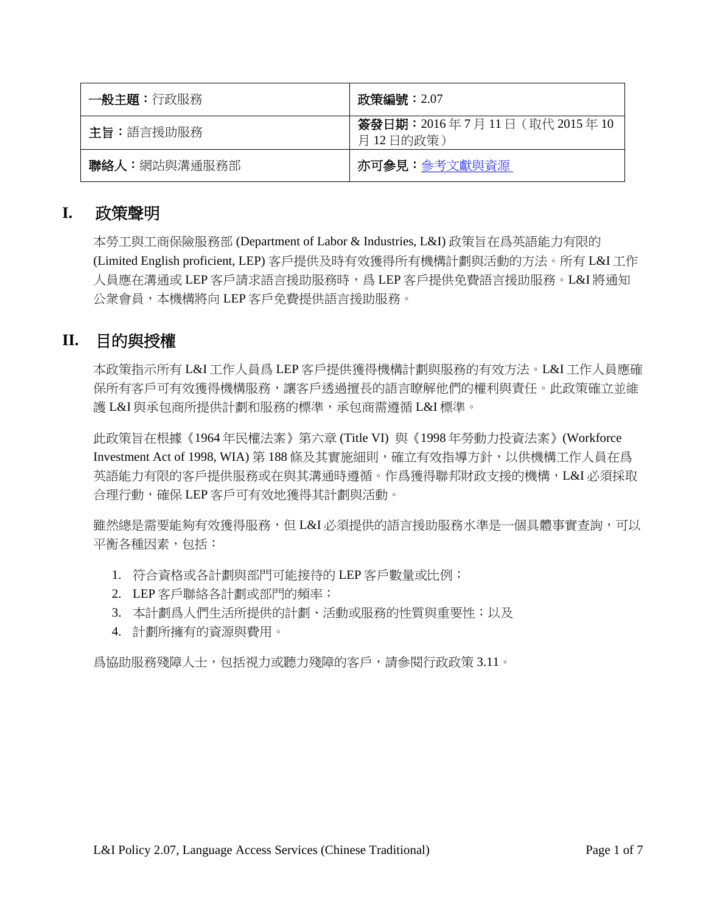| **一般主題**：行政服務 | **政策編號**：2.07 |
| --- | --- |
| **主旨**：語言援助服務 | **簽發日期**：2016 年 7 月 11 日（取代 2015 年 10 月 12 日的政策） |
| **聯絡人**：網站與溝通服務部 | **亦可參見**：參考文獻與資源 |

## I. 政策聲明

本勞工與工商保險服務部 (Department of Labor & Industries, L&I) 政策旨在爲英語能力有限的 (Limited English proficient, LEP) 客戶提供及時有效獲得所有機構計劃與活動的方法。所有 L&I 工作人員應在溝通或 LEP 客戶請求語言援助服務時，爲 LEP 客戶提供免費語言援助服務。L&I 將通知公衆會員，本機構將向 LEP 客戶免費提供語言援助服務。

## II. 目的與授權

本政策指示所有 L&I 工作人員爲 LEP 客戶提供獲得機構計劃與服務的有效方法。L&I 工作人員應確保所有客戶可有效獲得機構服務，讓客戶透過擅長的語言瞭解他們的權利與責任。此政策確立並維護 L&I 與承包商所提供計劃和服務的標準，承包商需遵循 L&I 標準。

此政策旨在根據《1964 年民權法案》第六章 (Title VI) 與《1998 年勞動力投資法案》(Workforce Investment Act of 1998, WIA) 第 188 條及其實施細則，確立有效指導方針，以供機構工作人員在爲英語能力有限的客戶提供服務或在與其溝通時遵循。作爲獲得聯邦財政支援的機構，L&I 必須採取合理行動，確保 LEP 客戶可有效地獲得其計劃與活動。

雖然總是需要能夠有效獲得服務，但 L&I 必須提供的語言援助服務水準是一個具體事實查詢，可以平衡各種因素，包括：

1. 符合資格或各計劃與部門可能接待的 LEP 客戶數量或比例；
2. LEP 客戶聯絡各計劃或部門的頻率；
3. 本計劃爲人們生活所提供的計劃、活動或服務的性質與重要性；以及
4. 計劃所擁有的資源與費用。

爲協助服務殘障人士，包括視力或聽力殘障的客戶，請參閱行政政策 3.11。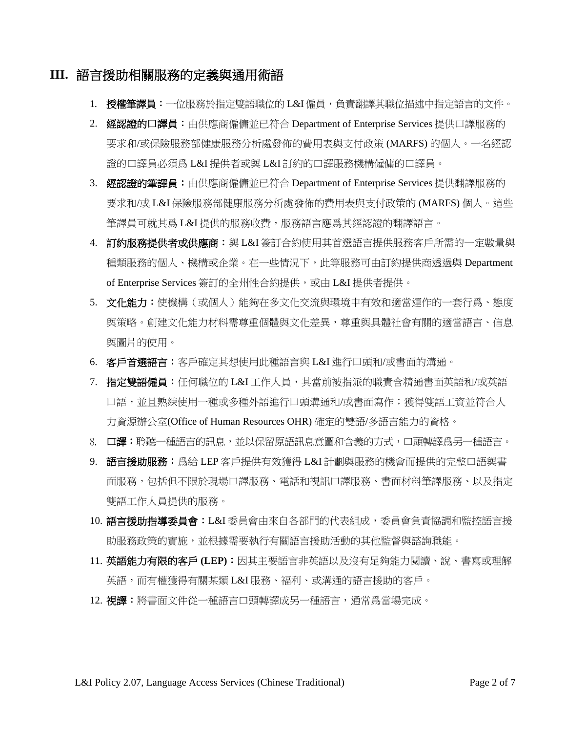## III. 語言援助相關服務的定義與通用術語

1. **授權筆譯員：**一位服務於指定雙語職位的 L&I 僱員，負責翻譯其職位描述中指定語言的文件。
2. **經認證的口譯員：**由供應商僱傭並已符合 Department of Enterprise Services 提供口譯服務的要求和/或保險服務部健康服務分析處發佈的費用表與支付政策 (MARFS) 的個人。一名經認證的口譯員必須爲 L&I 提供者或與 L&I 訂約的口譯服務機構僱傭的口譯員。
3. **經認證的筆譯員：**由供應商僱傭並已符合 Department of Enterprise Services 提供翻譯服務的要求和/或 L&I 保險服務部健康服務分析處發佈的費用表與支付政策的 (MARFS) 個人。這些筆譯員可就其爲 L&I 提供的服務收費，服務語言應爲其經認證的翻譯語言。
4. **訂約服務提供者或供應商：**與 L&I 簽訂合約使用其首選語言提供服務客戶所需的一定數量與種類服務的個人、機構或企業。在一些情況下，此等服務可由訂約提供商透過與 Department of Enterprise Services 簽訂的全州性合約提供，或由 L&I 提供者提供。
5. **文化能力：**使機構（或個人）能夠在多文化交流與環境中有效和適當運作的一套行爲、態度與策略。創建文化能力材料需尊重個體與文化差異，尊重與具體社會有關的適當語言、信息與圖片的使用。
6. **客戶首選語言：**客戶確定其想使用此種語言與 L&I 進行口頭和/或書面的溝通。
7. **指定雙語僱員：**任何職位的 L&I 工作人員，其當前被指派的職責含精通書面英語和/或英語口語，並且熟練使用一種或多種外語進行口頭溝通和/或書面寫作；獲得雙語工資並符合人力資源辦公室(Office of Human Resources OHR) 確定的雙語/多語言能力的資格。
8. **口譯：**聆聽一種語言的訊息，並以保留原語訊息意圖和含義的方式，口頭轉譯爲另一種語言。
9. **語言援助服務：**爲給 LEP 客戶提供有效獲得 L&I 計劃與服務的機會而提供的完整口語與書面服務，包括但不限於現場口譯服務、電話和視訊口譯服務、書面材料筆譯服務、以及指定雙語工作人員提供的服務。
10. **語言援助指導委員會：**L&I 委員會由來自各部門的代表組成，委員會負責協調和監控語言援助服務政策的實施，並根據需要執行有關語言援助活動的其他監督與諮詢職能。
11. **英語能力有限的客戶 (LEP)：**因其主要語言非英語以及沒有足夠能力閱讀、說、書寫或理解英語，而有權獲得有關某類 L&I 服務、福利、或溝通的語言援助的客戶。
12. **視譯：**將書面文件從一種語言口頭轉譯成另一種語言，通常爲當場完成。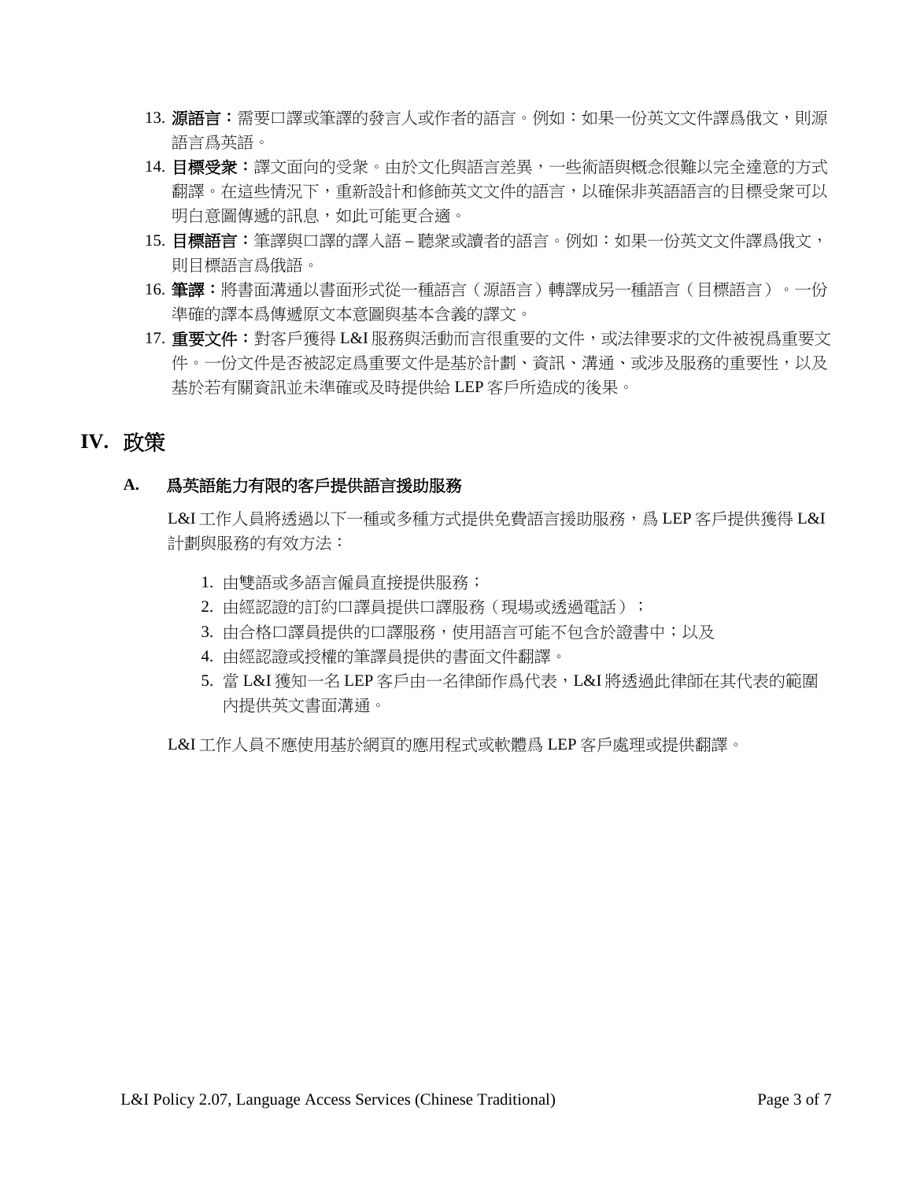13. **源語言：**需要口譯或筆譯的發言人或作者的語言。例如：如果一份英文文件譯爲俄文，則源語言爲英語。
14. **目標受眾：**譯文面向的受眾。由於文化與語言差異，一些術語與概念很難以完全達意的方式翻譯。在這些情況下，重新設計和修飾英文文件的語言，以確保非英語語言的目標受眾可以明白意圖傳遞的訊息，如此可能更合適。
15. **目標語言：**筆譯與口譯的譯入語 – 聽眾或讀者的語言。例如：如果一份英文文件譯爲俄文，則目標語言爲俄語。
16. **筆譯：**將書面溝通以書面形式從一種語言（源語言）轉譯成另一種語言（目標語言）。一份準確的譯本爲傳遞原文本意圖與基本含義的譯文。
17. **重要文件：**對客戶獲得 L&I 服務與活動而言很重要的文件，或法律要求的文件被視爲重要文件。一份文件是否被認定爲重要文件是基於計劃、資訊、溝通、或涉及服務的重要性，以及基於若有關資訊並未準確或及時提供給 LEP 客戶所造成的後果。

# IV. 政策

## A. 爲英語能力有限的客戶提供語言援助服務

L&I 工作人員將透過以下一種或多種方式提供免費語言援助服務，爲 LEP 客戶提供獲得 L&I 計劃與服務的有效方法：

1. 由雙語或多語言僱員直接提供服務；
2. 由經認證的訂約口譯員提供口譯服務（現場或透過電話）；
3. 由合格口譯員提供的口譯服務，使用語言可能不包含於證書中；以及
4. 由經認證或授權的筆譯員提供的書面文件翻譯。
5. 當 L&I 獲知一名 LEP 客戶由一名律師作爲代表，L&I 將透過此律師在其代表的範圍內提供英文書面溝通。

L&I 工作人員不應使用基於網頁的應用程式或軟體爲 LEP 客戶處理或提供翻譯。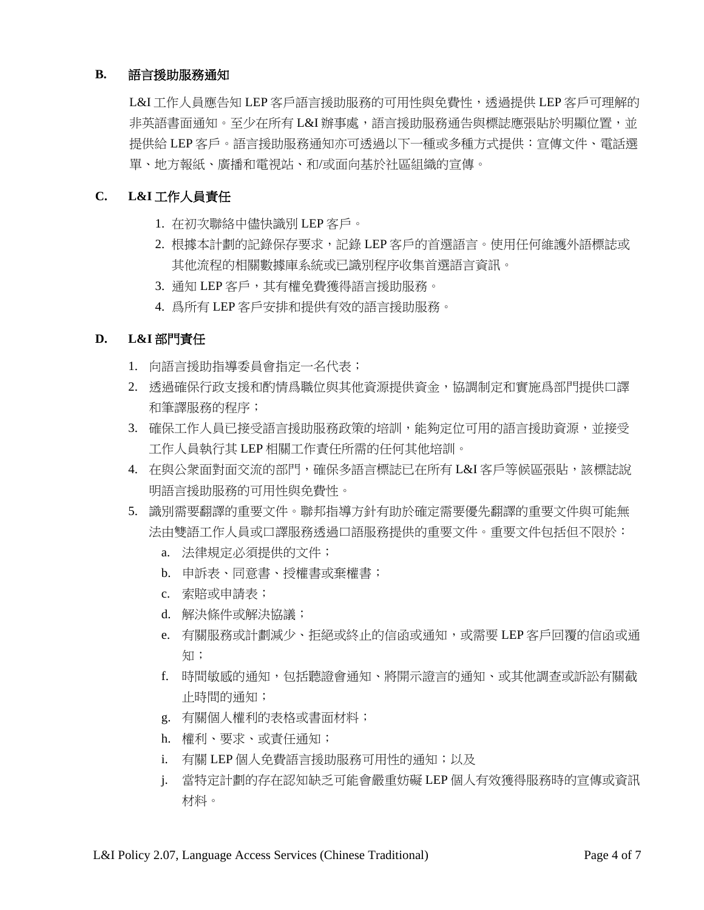**B. 語言援助服務通知**

L&I 工作人員應告知 LEP 客戶語言援助服務的可用性與免費性，透過提供 LEP 客戶可理解的非英語書面通知。至少在所有 L&I 辦事處，語言援助服務通告與標誌應張貼於明顯位置，並提供給 LEP 客戶。語言援助服務通知亦可透過以下一種或多種方式提供：宣傳文件、電話選單、地方報紙、廣播和電視站、和/或面向基於社區組織的宣傳。

**C. L&I 工作人員責任**

1. 在初次聯絡中儘快識別 LEP 客戶。
2. 根據本計劃的記錄保存要求，記錄 LEP 客戶的首選語言。使用任何維護外語標誌或其他流程的相關數據庫系統或已識別程序收集首選語言資訊。
3. 通知 LEP 客戶，其有權免費獲得語言援助服務。
4. 爲所有 LEP 客戶安排和提供有效的語言援助服務。

**D. L&I 部門責任**

1. 向語言援助指導委員會指定一名代表；
2. 透過確保行政支援和酌情爲職位與其他資源提供資金，協調制定和實施爲部門提供口譯和筆譯服務的程序；
3. 確保工作人員已接受語言援助服務政策的培訓，能夠定位可用的語言援助資源，並接受工作人員執行其 LEP 相關工作責任所需的任何其他培訓。
4. 在與公衆面對面交流的部門，確保多語言標誌已在所有 L&I 客戶等候區張貼，該標誌說明語言援助服務的可用性與免費性。
5. 識別需要翻譯的重要文件。聯邦指導方針有助於確定需要優先翻譯的重要文件與可能無法由雙語工作人員或口譯服務透過口語服務提供的重要文件。重要文件包括但不限於：
   a. 法律規定必須提供的文件；
   b. 申訴表、同意書、授權書或棄權書；
   c. 索賠或申請表；
   d. 解決條件或解決協議；
   e. 有關服務或計劃減少、拒絕或終止的信函或通知，或需要 LEP 客戶回覆的信函或通知；
   f. 時間敏感的通知，包括聽證會通知、將開示證言的通知、或其他調查或訴訟有關截止時間的通知；
   g. 有關個人權利的表格或書面材料；
   h. 權利、要求、或責任通知；
   i. 有關 LEP 個人免費語言援助服務可用性的通知；以及
   j. 當特定計劃的存在認知缺乏可能會嚴重妨礙 LEP 個人有效獲得服務時的宣傳或資訊材料。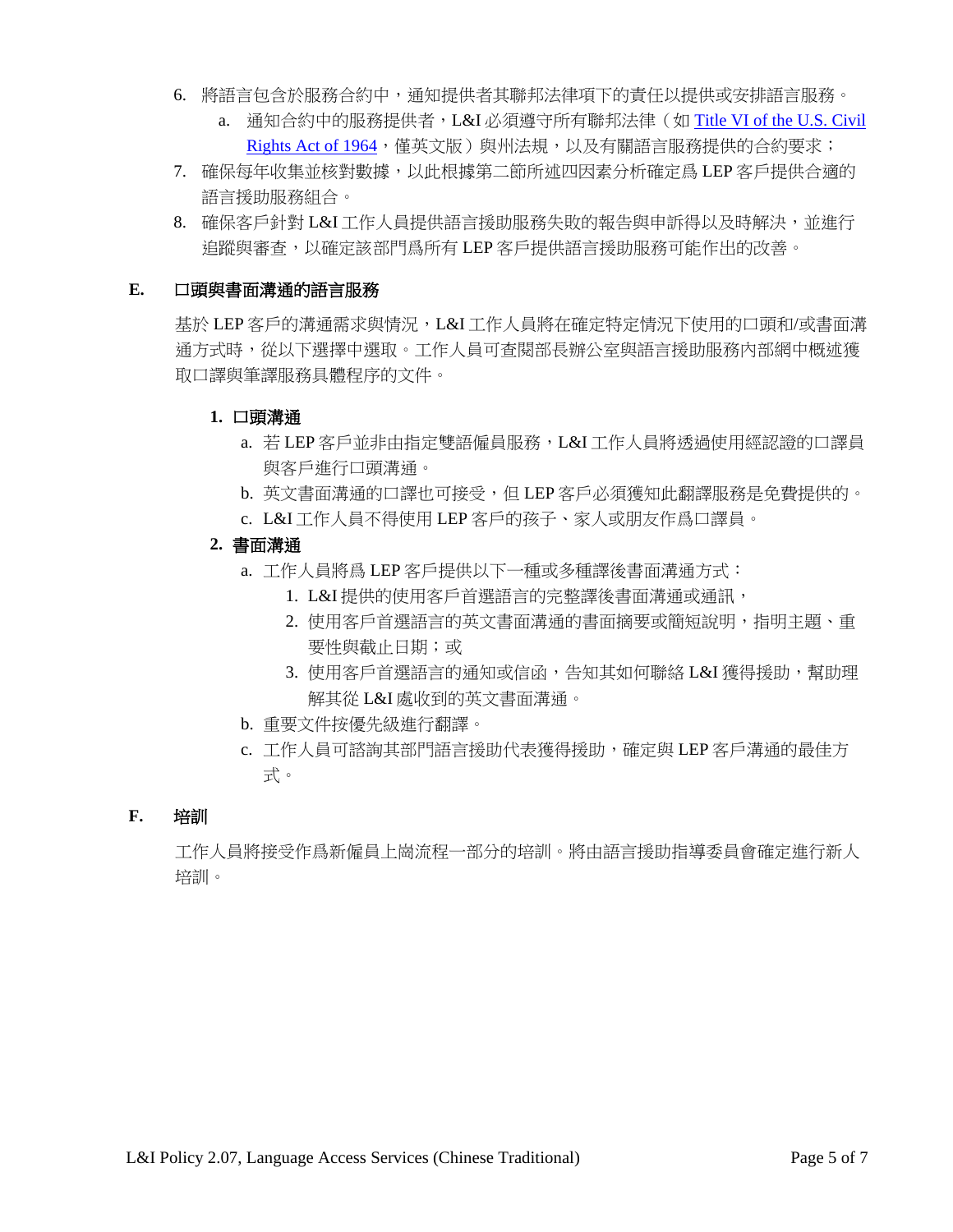6. 將語言包含於服務合約中，通知提供者其聯邦法律項下的責任以提供或安排語言服務。
   a. 通知合約中的服務提供者，L&I 必須遵守所有聯邦法律（如 [Title VI of the U.S. Civil Rights Act of 1964](#)，僅英文版）與州法規，以及有關語言服務提供的合約要求；
7. 確保每年收集並核對數據，以此根據第二節所述四因素分析確定為 LEP 客戶提供合適的語言援助服務組合。
8. 確保客戶針對 L&I 工作人員提供語言援助服務失敗的報告與申訴得以及時解決，並進行追蹤與審查，以確定該部門為所有 LEP 客戶提供語言援助服務可能作出的改善。

## E. 口頭與書面溝通的語言服務

基於 LEP 客戶的溝通需求與情況，L&I 工作人員將在確定特定情況下使用的口頭和/或書面溝通方式時，從以下選擇中選取。工作人員可查閱部長辦公室與語言援助服務內部網中概述獲取口譯與筆譯服務具體程序的文件。

### 1. 口頭溝通

a. 若 LEP 客戶並非由指定雙語僱員服務，L&I 工作人員將透過使用經認證的口譯員與客戶進行口頭溝通。

b. 英文書面溝通的口譯也可接受，但 LEP 客戶必須獲知此翻譯服務是免費提供的。

c. L&I 工作人員不得使用 LEP 客戶的孩子、家人或朋友作為口譯員。

### 2. 書面溝通

a. 工作人員將為 LEP 客戶提供以下一種或多種譯後書面溝通方式：
   1. L&I 提供的使用客戶首選語言的完整譯後書面溝通或通訊，
   2. 使用客戶首選語言的英文書面溝通的書面摘要或簡短說明，指明主題、重要性與截止日期；或
   3. 使用客戶首選語言的通知或信函，告知其如何聯絡 L&I 獲得援助，幫助理解其從 L&I 處收到的英文書面溝通。

b. 重要文件按優先級進行翻譯。

c. 工作人員可諮詢其部門語言援助代表獲得援助，確定與 LEP 客戶溝通的最佳方式。

## F. 培訓

工作人員將接受作為新僱員上崗流程一部分的培訓。將由語言援助指導委員會確定進行新人培訓。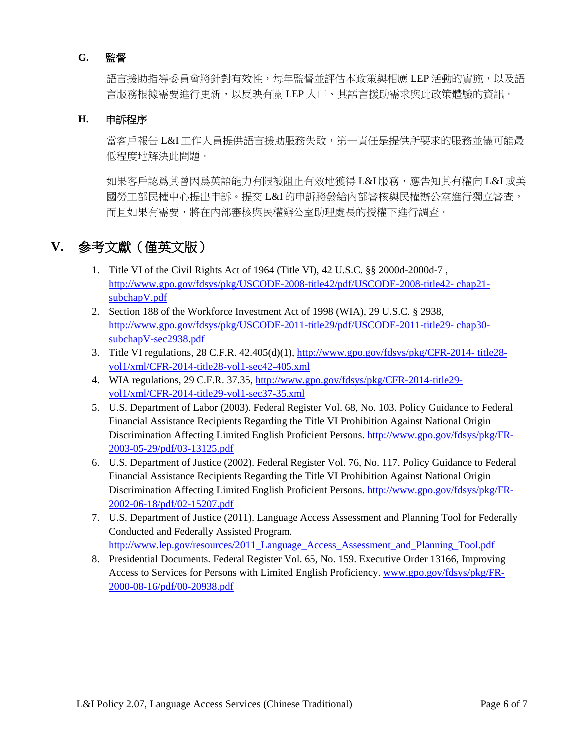### G. 監督

語言援助指導委員會將針對有效性，每年監督並評估本政策與相應 LEP 活動的實施，以及語言服務根據需要進行更新，以反映有關 LEP 人口、其語言援助需求與此政策體驗的資訊。

### H. 申訴程序

當客戶報告 L&I 工作人員提供語言援助服務失敗，第一責任是提供所要求的服務並儘可能最低程度地解決此問題。

如果客戶認爲其曾因爲英語能力有限被阻止有效地獲得 L&I 服務，應告知其有權向 L&I 或美國勞工部民權中心提出申訴。提交 L&I 的申訴將發給內部審核與民權辦公室進行獨立審查，而且如果有需要，將在內部審核與民權辦公室助理處長的授權下進行調查。

## V. 参考文獻（僅英文版）

1. Title VI of the Civil Rights Act of 1964 (Title VI), 42 U.S.C. §§ 2000d-2000d-7 , http://www.gpo.gov/fdsys/pkg/USCODE-2008-title42/pdf/USCODE-2008-title42- chap21-subchapV.pdf
2. Section 188 of the Workforce Investment Act of 1998 (WIA), 29 U.S.C. § 2938, http://www.gpo.gov/fdsys/pkg/USCODE-2011-title29/pdf/USCODE-2011-title29- chap30-subchapV-sec2938.pdf
3. Title VI regulations, 28 C.F.R. 42.405(d)(1), http://www.gpo.gov/fdsys/pkg/CFR-2014- title28-vol1/xml/CFR-2014-title28-vol1-sec42-405.xml
4. WIA regulations, 29 C.F.R. 37.35, http://www.gpo.gov/fdsys/pkg/CFR-2014-title29-vol1/xml/CFR-2014-title29-vol1-sec37-35.xml
5. U.S. Department of Labor (2003). Federal Register Vol. 68, No. 103. Policy Guidance to Federal Financial Assistance Recipients Regarding the Title VI Prohibition Against National Origin Discrimination Affecting Limited English Proficient Persons. http://www.gpo.gov/fdsys/pkg/FR-2003-05-29/pdf/03-13125.pdf
6. U.S. Department of Justice (2002). Federal Register Vol. 76, No. 117. Policy Guidance to Federal Financial Assistance Recipients Regarding the Title VI Prohibition Against National Origin Discrimination Affecting Limited English Proficient Persons. http://www.gpo.gov/fdsys/pkg/FR-2002-06-18/pdf/02-15207.pdf
7. U.S. Department of Justice (2011). Language Access Assessment and Planning Tool for Federally Conducted and Federally Assisted Program. http://www.lep.gov/resources/2011_Language_Access_Assessment_and_Planning_Tool.pdf
8. Presidential Documents. Federal Register Vol. 65, No. 159. Executive Order 13166, Improving Access to Services for Persons with Limited English Proficiency. www.gpo.gov/fdsys/pkg/FR-2000-08-16/pdf/00-20938.pdf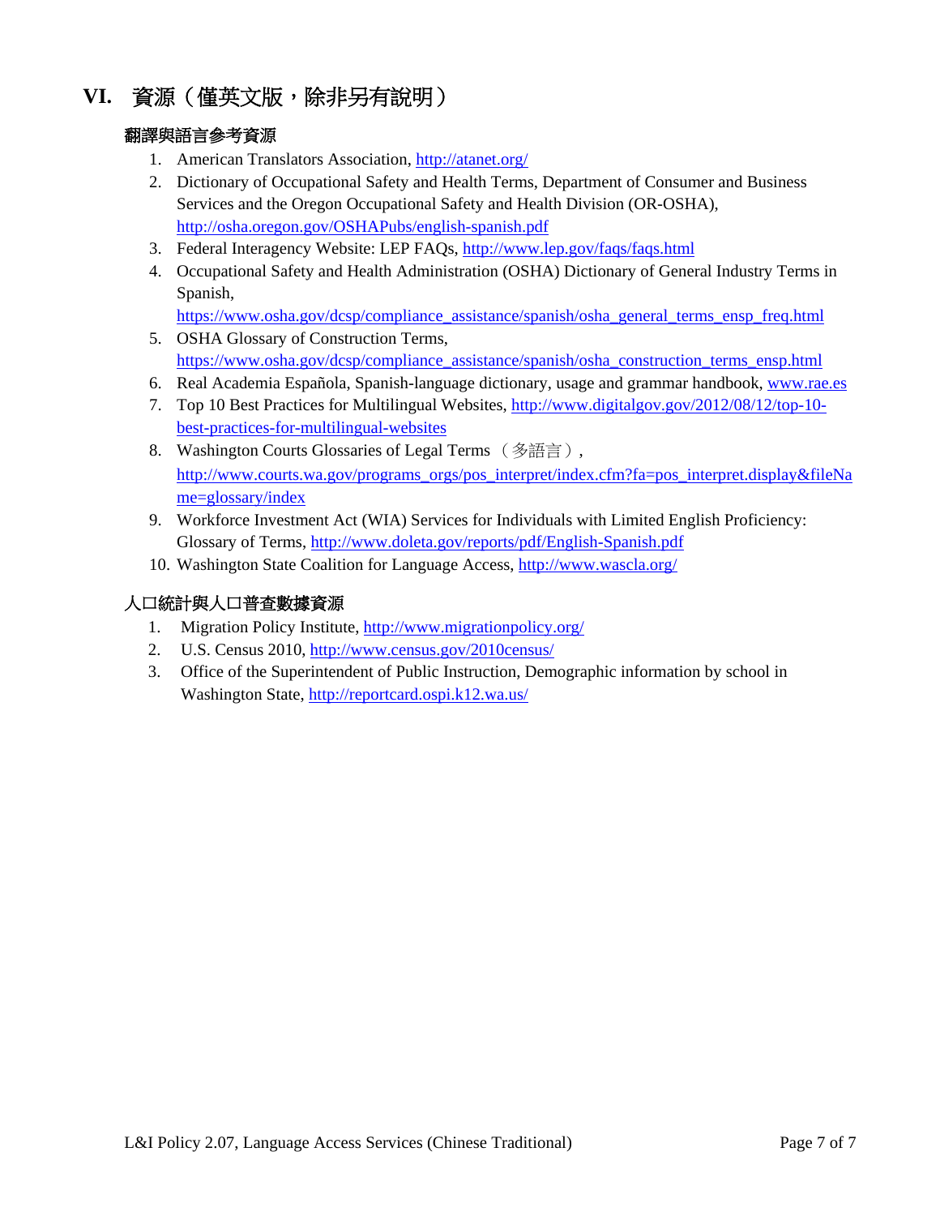# VI. 資源（僅英文版，除非另有說明）

### 翻譯與語言參考資源

1. American Translators Association, http://atanet.org/
2. Dictionary of Occupational Safety and Health Terms, Department of Consumer and Business Services and the Oregon Occupational Safety and Health Division (OR-OSHA), http://osha.oregon.gov/OSHAPubs/english-spanish.pdf
3. Federal Interagency Website: LEP FAQs, http://www.lep.gov/faqs/faqs.html
4. Occupational Safety and Health Administration (OSHA) Dictionary of General Industry Terms in Spanish, https://www.osha.gov/dcsp/compliance_assistance/spanish/osha_general_terms_ensp_freq.html
5. OSHA Glossary of Construction Terms, https://www.osha.gov/dcsp/compliance_assistance/spanish/osha_construction_terms_ensp.html
6. Real Academia Española, Spanish-language dictionary, usage and grammar handbook, www.rae.es
7. Top 10 Best Practices for Multilingual Websites, http://www.digitalgov.gov/2012/08/12/top-10-best-practices-for-multilingual-websites
8. Washington Courts Glossaries of Legal Terms （多語言）, http://www.courts.wa.gov/programs_orgs/pos_interpret/index.cfm?fa=pos_interpret.display&fileName=glossary/index
9. Workforce Investment Act (WIA) Services for Individuals with Limited English Proficiency: Glossary of Terms, http://www.doleta.gov/reports/pdf/English-Spanish.pdf
10. Washington State Coalition for Language Access, http://www.wascla.org/

### 人口統計與人口普查數據資源

1. Migration Policy Institute, http://www.migrationpolicy.org/
2. U.S. Census 2010, http://www.census.gov/2010census/
3. Office of the Superintendent of Public Instruction, Demographic information by school in Washington State, http://reportcard.ospi.k12.wa.us/